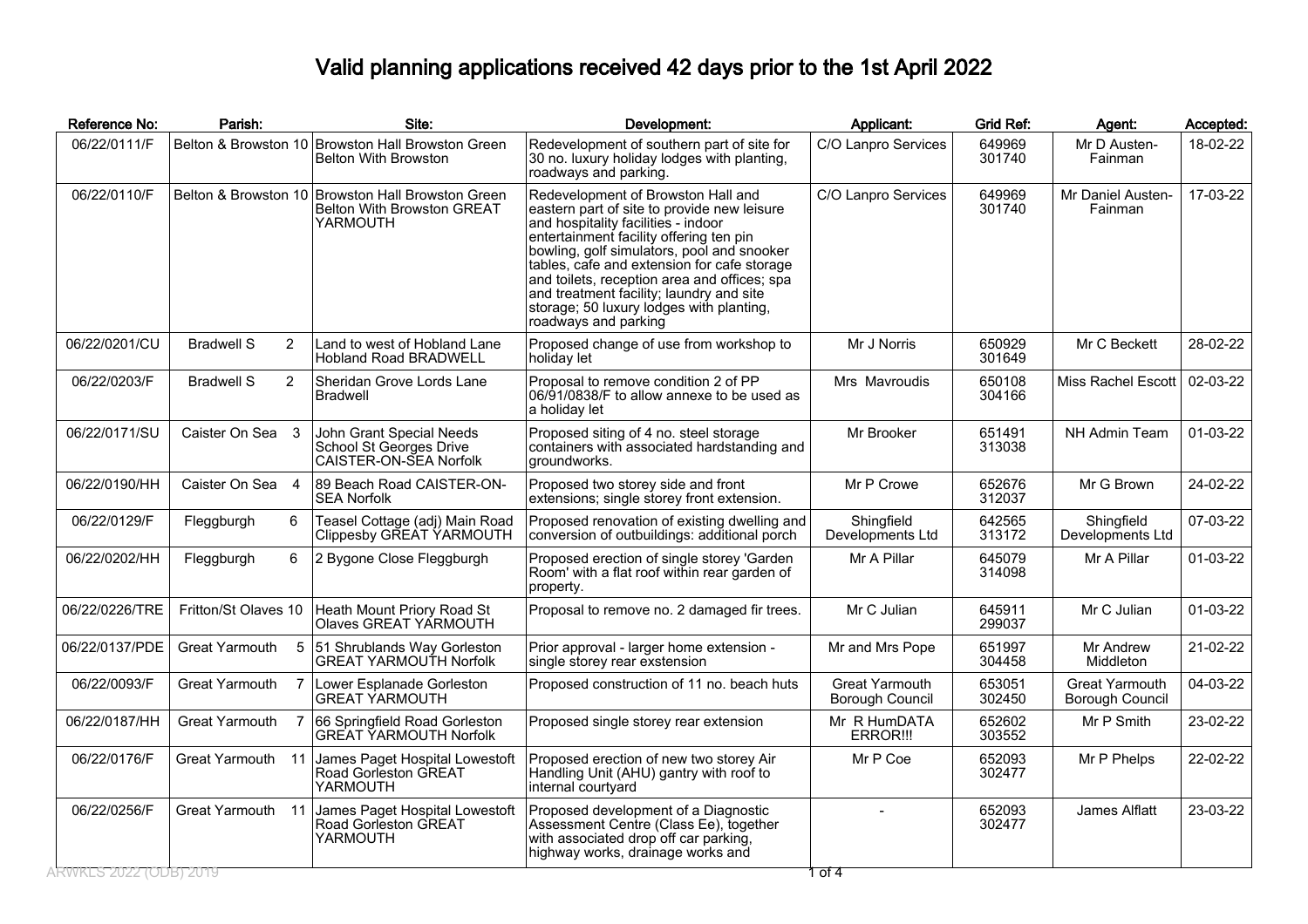# Valid planning applications received 42 days prior to the 1st April 2022

| Reference No: | Parish: | Site: | Development: | Applicant: | Grid Ref: | Agent: | Accepted: |
|---|---|---|---|---|---|---|---|
| 06/22/0111/F | Belton & Browston 10 | Browston Hall Browston Green Belton With Browston | Redevelopment of southern part of site for 30 no. luxury holiday lodges with planting, roadways and parking. | C/O Lanpro Services | 649969 301740 | Mr D Austen-Fainman | 18-02-22 |
| 06/22/0110/F | Belton & Browston 10 | Browston Hall Browston Green Belton With Browston GREAT YARMOUTH | Redevelopment of Browston Hall and eastern part of site to provide new leisure and hospitality facilities - indoor entertainment facility offering ten pin bowling, golf simulators, pool and snooker tables, cafe and extension for cafe storage and toilets, reception area and offices; spa and treatment facility; laundry and site storage; 50 luxury lodges with planting, roadways and parking | C/O Lanpro Services | 649969 301740 | Mr Daniel Austen-Fainman | 17-03-22 |
| 06/22/0201/CU | Bradwell S 2 | Land to west of Hobland Lane Hobland Road BRADWELL | Proposed change of use from workshop to holiday let | Mr J Norris | 650929 301649 | Mr C Beckett | 28-02-22 |
| 06/22/0203/F | Bradwell S 2 | Sheridan Grove Lords Lane Bradwell | Proposal to remove condition 2 of PP 06/91/0838/F to allow annexe to be used as a holiday let | Mrs Mavroudis | 650108 304166 | Miss Rachel Escott | 02-03-22 |
| 06/22/0171/SU | Caister On Sea 3 | John Grant Special Needs School St Georges Drive CAISTER-ON-SEA Norfolk | Proposed siting of 4 no. steel storage containers with associated hardstanding and groundworks. | Mr Brooker | 651491 313038 | NH Admin Team | 01-03-22 |
| 06/22/0190/HH | Caister On Sea 4 | 89 Beach Road CAISTER-ON-SEA Norfolk | Proposed two storey side and front extensions; single storey front extension. | Mr P Crowe | 652676 312037 | Mr G Brown | 24-02-22 |
| 06/22/0129/F | Fleggburgh 6 | Teasel Cottage (adj) Main Road Clippesby GREAT YARMOUTH | Proposed renovation of existing dwelling and conversion of outbuildings: additional porch | Shingfield Developments Ltd | 642565 313172 | Shingfield Developments Ltd | 07-03-22 |
| 06/22/0202/HH | Fleggburgh 6 | 2 Bygone Close Fleggburgh | Proposed erection of single storey 'Garden Room' with a flat roof within rear garden of property. | Mr A Pillar | 645079 314098 | Mr A Pillar | 01-03-22 |
| 06/22/0226/TRE | Fritton/St Olaves 10 | Heath Mount Priory Road St Olaves GREAT YARMOUTH | Proposal to remove no. 2 damaged fir trees. | Mr C Julian | 645911 299037 | Mr C Julian | 01-03-22 |
| 06/22/0137/PDE | Great Yarmouth 5 | 51 Shrublands Way Gorleston GREAT YARMOUTH Norfolk | Prior approval - larger home extension - single storey rear exstension | Mr and Mrs Pope | 651997 304458 | Mr Andrew Middleton | 21-02-22 |
| 06/22/0093/F | Great Yarmouth 7 | Lower Esplanade Gorleston GREAT YARMOUTH | Proposed construction of 11 no. beach huts | Great Yarmouth Borough Council | 653051 302450 | Great Yarmouth Borough Council | 04-03-22 |
| 06/22/0187/HH | Great Yarmouth 7 | 66 Springfield Road Gorleston GREAT YARMOUTH Norfolk | Proposed single storey rear extension | Mr R HumDATA ERROR!!! | 652602 303552 | Mr P Smith | 23-02-22 |
| 06/22/0176/F | Great Yarmouth 11 | James Paget Hospital Lowestoft Road Gorleston GREAT YARMOUTH | Proposed erection of new two storey Air Handling Unit (AHU) gantry with roof to internal courtyard | Mr P Coe | 652093 302477 | Mr P Phelps | 22-02-22 |
| 06/22/0256/F | Great Yarmouth 11 | James Paget Hospital Lowestoft Road Gorleston GREAT YARMOUTH | Proposed development of a Diagnostic Assessment Centre (Class Ee), together with associated drop off car parking, highway works, drainage works and | - | 652093 302477 | James Alflatt | 23-03-22 |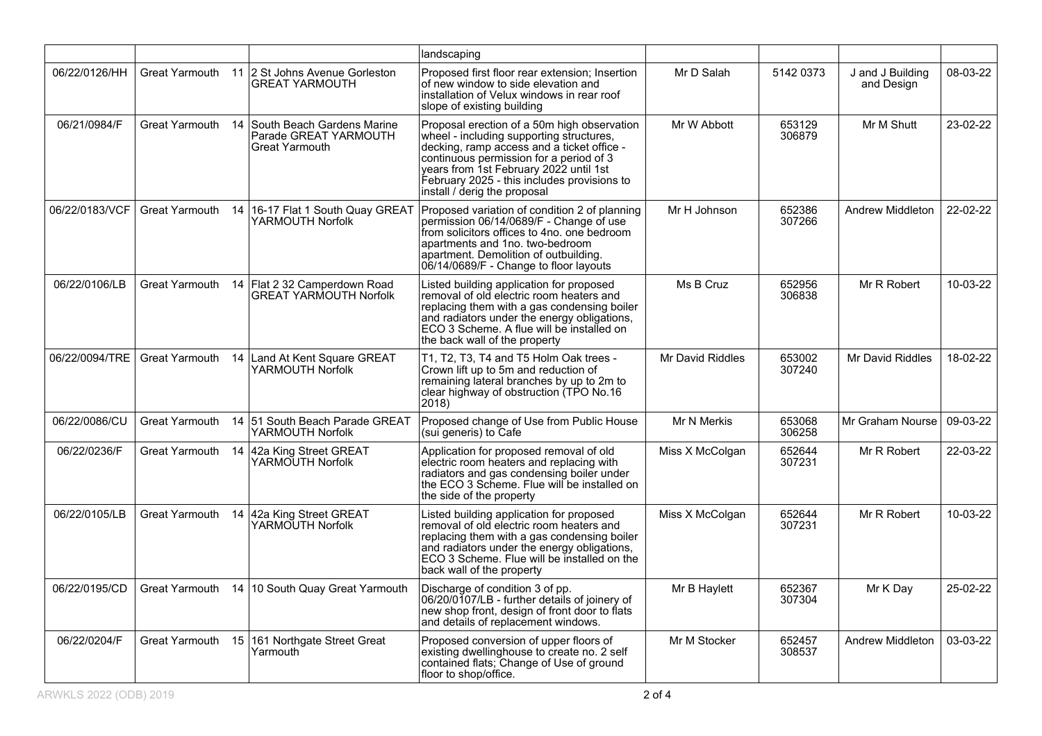| | | | | | | | |
|---|---|---|---|---|---|---|---|
| | | | landscaping | | | | |
| 06/22/0126/HH | Great Yarmouth | 11 2 St Johns Avenue Gorleston GREAT YARMOUTH | Proposed first floor rear extension; Insertion of new window to side elevation and installation of Velux windows in rear roof slope of existing building | Mr D Salah | 5142 0373 | J and J Building and Design | 08-03-22 |
| 06/21/0984/F | Great Yarmouth | 14 South Beach Gardens Marine Parade GREAT YARMOUTH Great Yarmouth | Proposal erection of a 50m high observation wheel - including supporting structures, decking, ramp access and a ticket office - continuous permission for a period of 3 years from 1st February 2022 until 1st February 2025 - this includes provisions to install / derig the proposal | Mr W Abbott | 653129 306879 | Mr M Shutt | 23-02-22 |
| 06/22/0183/VCF | Great Yarmouth | 14 16-17 Flat 1 South Quay GREAT YARMOUTH Norfolk | Proposed variation of condition 2 of planning permission 06/14/0689/F - Change of use from solicitors offices to 4no. one bedroom apartments and 1no. two-bedroom apartment. Demolition of outbuilding. 06/14/0689/F - Change to floor layouts | Mr H Johnson | 652386 307266 | Andrew Middleton | 22-02-22 |
| 06/22/0106/LB | Great Yarmouth | 14 Flat 2 32 Camperdown Road GREAT YARMOUTH Norfolk | Listed building application for proposed removal of old electric room heaters and replacing them with a gas condensing boiler and radiators under the energy obligations, ECO 3 Scheme. A flue will be installed on the back wall of the property | Ms B Cruz | 652956 306838 | Mr R Robert | 10-03-22 |
| 06/22/0094/TRE | Great Yarmouth | 14 Land At Kent Square GREAT YARMOUTH Norfolk | T1, T2, T3, T4 and T5 Holm Oak trees - Crown lift up to 5m and reduction of remaining lateral branches by up to 2m to clear highway of obstruction (TPO No.16 2018) | Mr David Riddles | 653002 307240 | Mr David Riddles | 18-02-22 |
| 06/22/0086/CU | Great Yarmouth | 14 51 South Beach Parade GREAT YARMOUTH Norfolk | Proposed change of Use from Public House (sui generis) to Cafe | Mr N Merkis | 653068 306258 | Mr Graham Nourse | 09-03-22 |
| 06/22/0236/F | Great Yarmouth | 14 42a King Street GREAT YARMOUTH Norfolk | Application for proposed removal of old electric room heaters and replacing with radiators and gas condensing boiler under the ECO 3 Scheme. Flue will be installed on the side of the property | Miss X McColgan | 652644 307231 | Mr R Robert | 22-03-22 |
| 06/22/0105/LB | Great Yarmouth | 14 42a King Street GREAT YARMOUTH Norfolk | Listed building application for proposed removal of old electric room heaters and replacing them with a gas condensing boiler and radiators under the energy obligations, ECO 3 Scheme. Flue will be installed on the back wall of the property | Miss X McColgan | 652644 307231 | Mr R Robert | 10-03-22 |
| 06/22/0195/CD | Great Yarmouth | 14 10 South Quay Great Yarmouth | Discharge of condition 3 of pp. 06/20/0107/LB - further details of joinery of new shop front, design of front door to flats and details of replacement windows. | Mr B Haylett | 652367 307304 | Mr K Day | 25-02-22 |
| 06/22/0204/F | Great Yarmouth | 15 161 Northgate Street Great Yarmouth | Proposed conversion of upper floors of existing dwellinghouse to create no. 2 self contained flats; Change of Use of ground floor to shop/office. | Mr M Stocker | 652457 308537 | Andrew Middleton | 03-03-22 |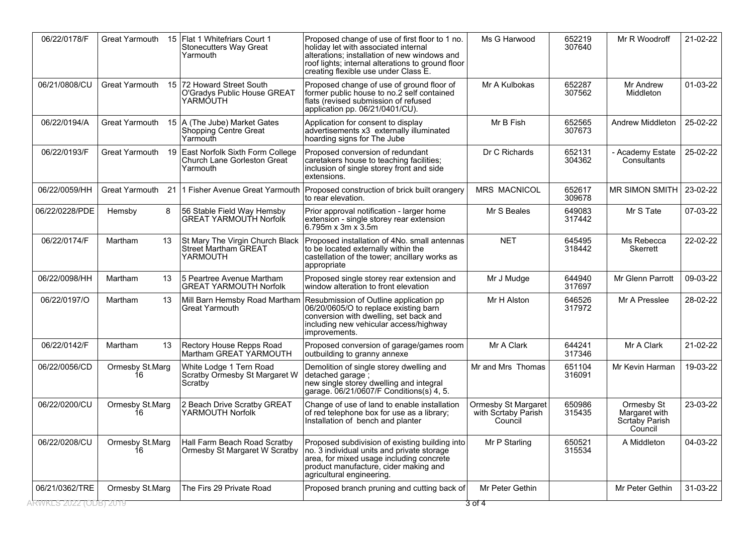| 06/22/0178/F | Great Yarmouth 15 | Flat 1 Whitefriars Court 1 Stonecutters Way Great Yarmouth | Proposed change of use of first floor to 1 no. holiday let with associated internal alterations; installation of new windows and roof lights; internal alterations to ground floor creating flexible use under Class E. | Ms G Harwood | 652219 307640 | Mr R Woodroff | 21-02-22 |
|---|---|---|---|---|---|---|---|
| 06/21/0808/CU | Great Yarmouth 15 | 72 Howard Street South O'Gradys Public House GREAT YARMOUTH | Proposed change of use of ground floor of former public house to no.2 self contained flats (revised submission of refused application pp. 06/21/0401/CU). | Mr A Kulbokas | 652287 307562 | Mr Andrew Middleton | 01-03-22 |
| 06/22/0194/A | Great Yarmouth 15 | A (The Jube) Market Gates Shopping Centre Great Yarmouth | Application for consent to display advertisements x3 externally illuminated hoarding signs for The Jube | Mr B Fish | 652565 307673 | Andrew Middleton | 25-02-22 |
| 06/22/0193/F | Great Yarmouth 19 | East Norfolk Sixth Form College Church Lane Gorleston Great Yarmouth | Proposed conversion of redundant caretakers house to teaching facilities; inclusion of single storey front and side extensions. | Dr C Richards | 652131 304362 | - Academy Estate Consultants | 25-02-22 |
| 06/22/0059/HH | Great Yarmouth 21 | 1 Fisher Avenue Great Yarmouth | Proposed construction of brick built orangery to rear elevation. | MRS MACNICOL | 652617 309678 | MR SIMON SMITH | 23-02-22 |
| 06/22/0228/PDE | Hemsby 8 | 56 Stable Field Way Hemsby GREAT YARMOUTH Norfolk | Prior approval notification - larger home extension - single storey rear extension 6.795m x 3m x 3.5m | Mr S Beales | 649083 317442 | Mr S Tate | 07-03-22 |
| 06/22/0174/F | Martham 13 | St Mary The Virgin Church Black Street Martham GREAT YARMOUTH | Proposed installation of 4No. small antennas to be located externally within the castellation of the tower; ancillary works as appropriate | NET | 645495 318442 | Ms Rebecca Skerrett | 22-02-22 |
| 06/22/0098/HH | Martham 13 | 5 Peartree Avenue Martham GREAT YARMOUTH Norfolk | Proposed single storey rear extension and window alteration to front elevation | Mr J Mudge | 644940 317697 | Mr Glenn Parrott | 09-03-22 |
| 06/22/0197/O | Martham 13 | Mill Barn Hemsby Road Martham Great Yarmouth | Resubmission of Outline application pp 06/20/0605/O to replace existing barn conversion with dwelling, set back and including new vehicular access/highway improvements. | Mr H Alston | 646526 317972 | Mr A Presslee | 28-02-22 |
| 06/22/0142/F | Martham 13 | Rectory House Repps Road Martham GREAT YARMOUTH | Proposed conversion of garage/games room outbuilding to granny annexe | Mr A Clark | 644241 317346 | Mr A Clark | 21-02-22 |
| 06/22/0056/CD | Ormesby St.Marg 16 | White Lodge 1 Tern Road Scratby Ormesby St Margaret W Scratby | Demolition of single storey dwelling and detached garage ; new single storey dwelling and integral garage. 06/21/0607/F Conditions(s) 4, 5. | Mr and Mrs Thomas | 651104 316091 | Mr Kevin Harman | 19-03-22 |
| 06/22/0200/CU | Ormesby St.Marg 16 | 2 Beach Drive Scratby GREAT YARMOUTH Norfolk | Change of use of land to enable installation of red telephone box for use as a library; Installation of bench and planter | Ormesby St Margaret with Scrtaby Parish Council | 650986 315435 | Ormesby St Margaret with Scrtaby Parish Council | 23-03-22 |
| 06/22/0208/CU | Ormesby St.Marg 16 | Hall Farm Beach Road Scratby Ormesby St Margaret W Scratby | Proposed subdivision of existing building into no. 3 individual units and private storage area, for mixed usage including concrete product manufacture, cider making and agricultural engineering. | Mr P Starling | 650521 315534 | A Middleton | 04-03-22 |
| 06/21/0362/TRE | Ormesby St.Marg | The Firs 29 Private Road | Proposed branch pruning and cutting back of | Mr Peter Gethin | | Mr Peter Gethin | 31-03-22 |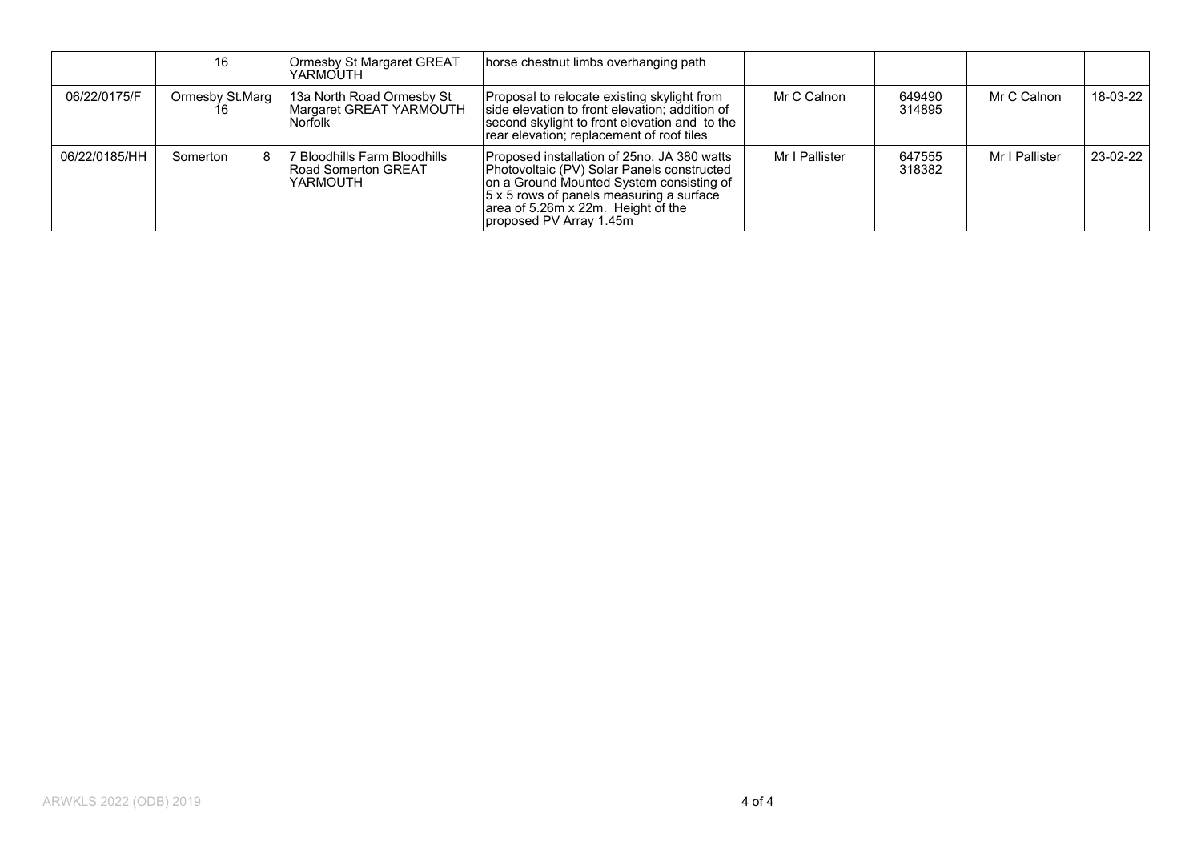| | | | | | | | |
|---|---|---|---|---|---|---|---|
| | 16 | Ormesby St Margaret GREAT YARMOUTH | horse chestnut limbs overhanging path | | | | |
| 06/22/0175/F | Ormesby St.Marg 16 | 13a North Road Ormesby St Margaret GREAT YARMOUTH Norfolk | Proposal to relocate existing skylight from side elevation to front elevation; addition of second skylight to front elevation and to the rear elevation; replacement of roof tiles | Mr C Calnon | 649490 314895 | Mr C Calnon | 18-03-22 |
| 06/22/0185/HH | Somerton 8 | 7 Bloodhills Farm Bloodhills Road Somerton GREAT YARMOUTH | Proposed installation of 25no. JA 380 watts Photovoltaic (PV) Solar Panels constructed on a Ground Mounted System consisting of 5 x 5 rows of panels measuring a surface area of 5.26m x 22m. Height of the proposed PV Array 1.45m | Mr I Pallister | 647555 318382 | Mr I Pallister | 23-02-22 |